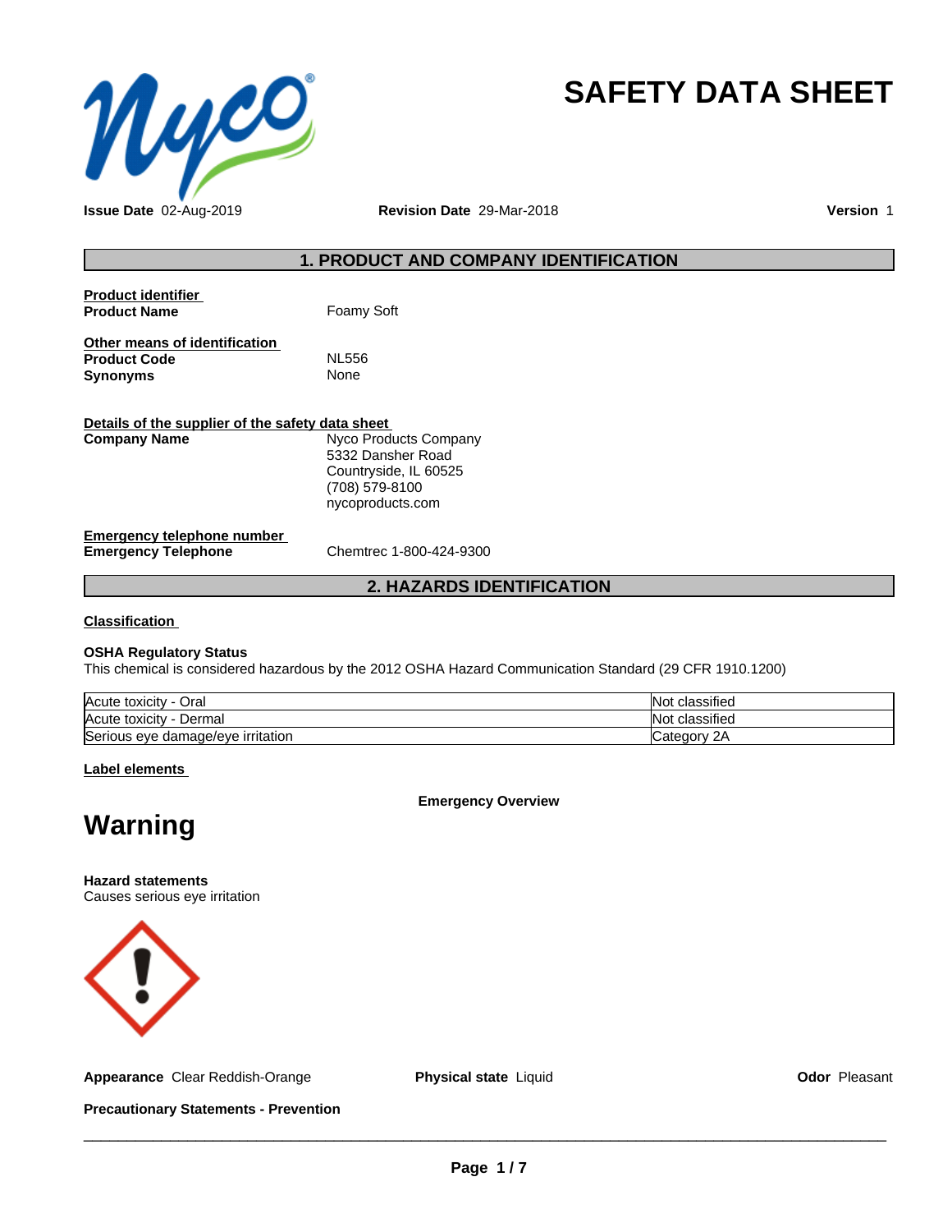# SAFETY DATA SHEET

**Issue Date** 02-Aug-2019 **Revision Date** 29-Mar-2018 **Version** 1

## 1. PRODUCT AND COMPANY IDENTIFICATION

**Product identifier**
**Product Name** Foamy Soft

**Other means of identification**
**Product Code** NL556
**Synonyms** None

**Details of the supplier of the safety data sheet**
**Company Name** Nyco Products Company
5332 Dansher Road
Countryside, IL 60525
(708) 579-8100
nycoproducts.com

**Emergency telephone number**
**Emergency Telephone** Chemtrec 1-800-424-9300

## 2. HAZARDS IDENTIFICATION

**Classification**

**OSHA Regulatory Status**
This chemical is considered hazardous by the 2012 OSHA Hazard Communication Standard (29 CFR 1910.1200)

| | |
|---|---|
| Acute toxicity - Oral | Not classified |
| Acute toxicity - Dermal | Not classified |
| Serious eye damage/eye irritation | Category 2A |

**Label elements**

**Emergency Overview**

# Warning

**Hazard statements**
Causes serious eye irritation

**Appearance** Clear Reddish-Orange **Physical state** Liquid **Odor** Pleasant

**Precautionary Statements - Prevention**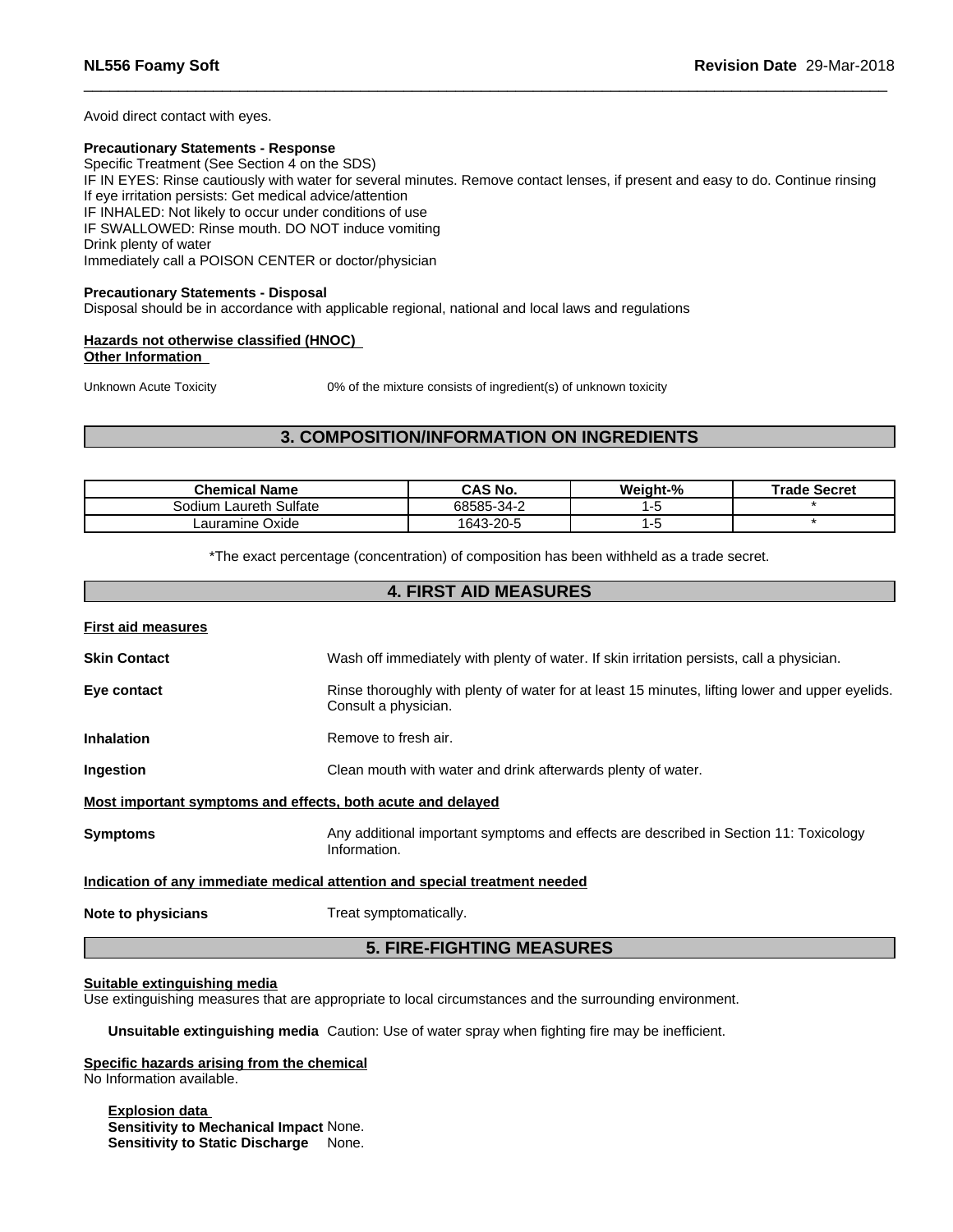Avoid direct contact with eyes.

**Precautionary Statements - Response**
Specific Treatment (See Section 4 on the SDS)
IF IN EYES: Rinse cautiously with water for several minutes. Remove contact lenses, if present and easy to do. Continue rinsing
If eye irritation persists: Get medical advice/attention
IF INHALED: Not likely to occur under conditions of use
IF SWALLOWED: Rinse mouth. DO NOT induce vomiting
Drink plenty of water
Immediately call a POISON CENTER or doctor/physician

**Precautionary Statements - Disposal**
Disposal should be in accordance with applicable regional, national and local laws and regulations

**Hazards not otherwise classified (HNOC)**
**Other Information**

Unknown Acute Toxicity 0% of the mixture consists of ingredient(s) of unknown toxicity

## 3. COMPOSITION/INFORMATION ON INGREDIENTS

| Chemical Name | CAS No. | Weight-% | Trade Secret |
|---|---|---|---|
| Sodium Laureth Sulfate | 68585-34-2 | 1-5 | * |
| Lauramine Oxide | 1643-20-5 | 1-5 | * |

*The exact percentage (concentration) of composition has been withheld as a trade secret.

## 4. FIRST AID MEASURES

**First aid measures**

**Skin Contact** Wash off immediately with plenty of water. If skin irritation persists, call a physician.

**Eye contact** Rinse thoroughly with plenty of water for at least 15 minutes, lifting lower and upper eyelids. Consult a physician.

**Inhalation** Remove to fresh air.

**Ingestion** Clean mouth with water and drink afterwards plenty of water.

**Most important symptoms and effects, both acute and delayed**

**Symptoms** Any additional important symptoms and effects are described in Section 11: Toxicology Information.

**Indication of any immediate medical attention and special treatment needed**

**Note to physicians** Treat symptomatically.

## 5. FIRE-FIGHTING MEASURES

**Suitable extinguishing media**
Use extinguishing measures that are appropriate to local circumstances and the surrounding environment.

**Unsuitable extinguishing media** Caution: Use of water spray when fighting fire may be inefficient.

**Specific hazards arising from the chemical**
No Information available.

**Explosion data**
**Sensitivity to Mechanical Impact** None.
**Sensitivity to Static Discharge** None.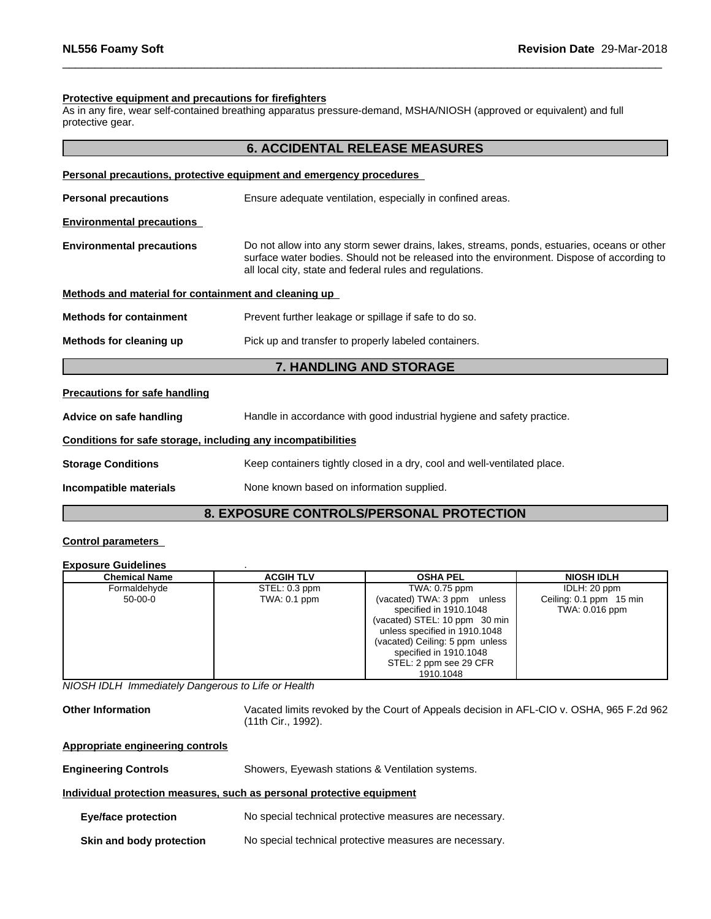**Protective equipment and precautions for firefighters**

As in any fire, wear self-contained breathing apparatus pressure-demand, MSHA/NIOSH (approved or equivalent) and full protective gear.

## 6. ACCIDENTAL RELEASE MEASURES

**Personal precautions, protective equipment and emergency procedures**

**Personal precautions** Ensure adequate ventilation, especially in confined areas.

**Environmental precautions**

**Environmental precautions** Do not allow into any storm sewer drains, lakes, streams, ponds, estuaries, oceans or other surface water bodies. Should not be released into the environment. Dispose of according to all local city, state and federal rules and regulations.

**Methods and material for containment and cleaning up**

**Methods for containment** Prevent further leakage or spillage if safe to do so.

**Methods for cleaning up** Pick up and transfer to properly labeled containers.

## 7. HANDLING AND STORAGE

**Precautions for safe handling**

**Advice on safe handling** Handle in accordance with good industrial hygiene and safety practice.

**Conditions for safe storage, including any incompatibilities**

**Storage Conditions** Keep containers tightly closed in a dry, cool and well-ventilated place.

**Incompatible materials** None known based on information supplied.

## 8. EXPOSURE CONTROLS/PERSONAL PROTECTION

**Control parameters**

**Exposure Guidelines** .

| Chemical Name | ACGIH TLV | OSHA PEL | NIOSH IDLH |
|---|---|---|---|
| Formaldehyde 50-00-0 | STEL: 0.3 ppm TWA: 0.1 ppm | TWA: 0.75 ppm (vacated) TWA: 3 ppm unless specified in 1910.1048 (vacated) STEL: 10 ppm 30 min unless specified in 1910.1048 (vacated) Ceiling: 5 ppm unless specified in 1910.1048 STEL: 2 ppm see 29 CFR 1910.1048 | IDLH: 20 ppm Ceiling: 0.1 ppm 15 min TWA: 0.016 ppm |

*NIOSH IDLH Immediately Dangerous to Life or Health*

**Other Information** Vacated limits revoked by the Court of Appeals decision in AFL-CIO v. OSHA, 965 F.2d 962 (11th Cir., 1992).

**Appropriate engineering controls**

**Engineering Controls** Showers, Eyewash stations & Ventilation systems.

**Individual protection measures, such as personal protective equipment**

**Eye/face protection** No special technical protective measures are necessary.

**Skin and body protection** No special technical protective measures are necessary.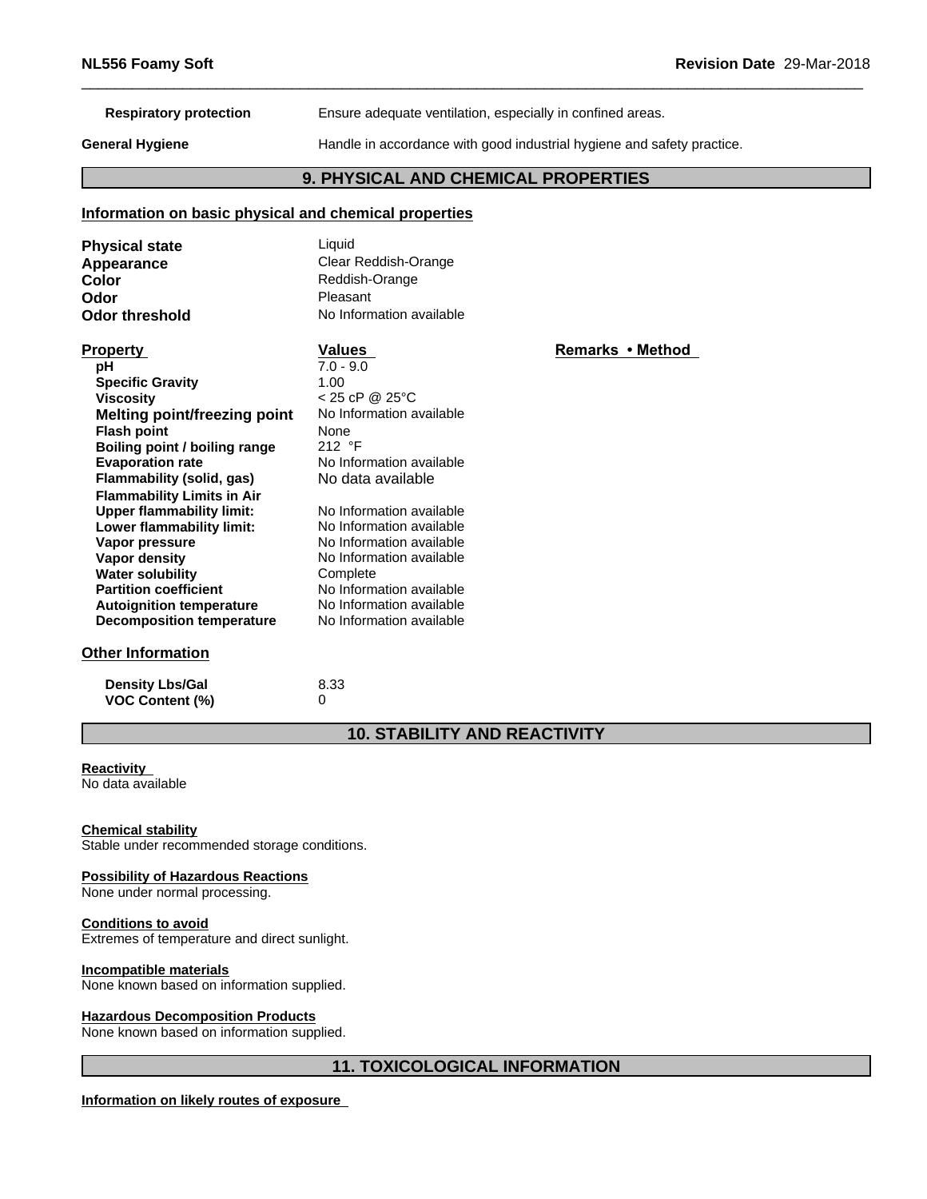| | |
|---|---|
| **Respiratory protection** | Ensure adequate ventilation, especially in confined areas. |
| **General Hygiene** | Handle in accordance with good industrial hygiene and safety practice. |

## 9. PHYSICAL AND CHEMICAL PROPERTIES

### Information on basic physical and chemical properties

| | |
|---|---|
| **Physical state** | Liquid |
| **Appearance** | Clear Reddish-Orange |
| **Color** | Reddish-Orange |
| **Odor** | Pleasant |
| **Odor threshold** | No Information available |

| Property | Values | Remarks • Method |
|---|---|---|
| **pH** | 7.0 - 9.0 | |
| **Specific Gravity** | 1.00 | |
| **Viscosity** | < 25 cP @ 25°C | |
| **Melting point/freezing point** | No Information available | |
| **Flash point** | None | |
| **Boiling point / boiling range** | 212 °F | |
| **Evaporation rate** | No Information available | |
| **Flammability (solid, gas)** | No data available | |
| **Flammability Limits in Air** | | |
| **Upper flammability limit:** | No Information available | |
| **Lower flammability limit:** | No Information available | |
| **Vapor pressure** | No Information available | |
| **Vapor density** | No Information available | |
| **Water solubility** | Complete | |
| **Partition coefficient** | No Information available | |
| **Autoignition temperature** | No Information available | |
| **Decomposition temperature** | No Information available | |

### Other Information

| | |
|---|---|
| **Density Lbs/Gal** | 8.33 |
| **VOC Content (%)** | 0 |

## 10. STABILITY AND REACTIVITY

**Reactivity**
No data available

**Chemical stability**
Stable under recommended storage conditions.

**Possibility of Hazardous Reactions**
None under normal processing.

**Conditions to avoid**
Extremes of temperature and direct sunlight.

**Incompatible materials**
None known based on information supplied.

**Hazardous Decomposition Products**
None known based on information supplied.

## 11. TOXICOLOGICAL INFORMATION

**Information on likely routes of exposure**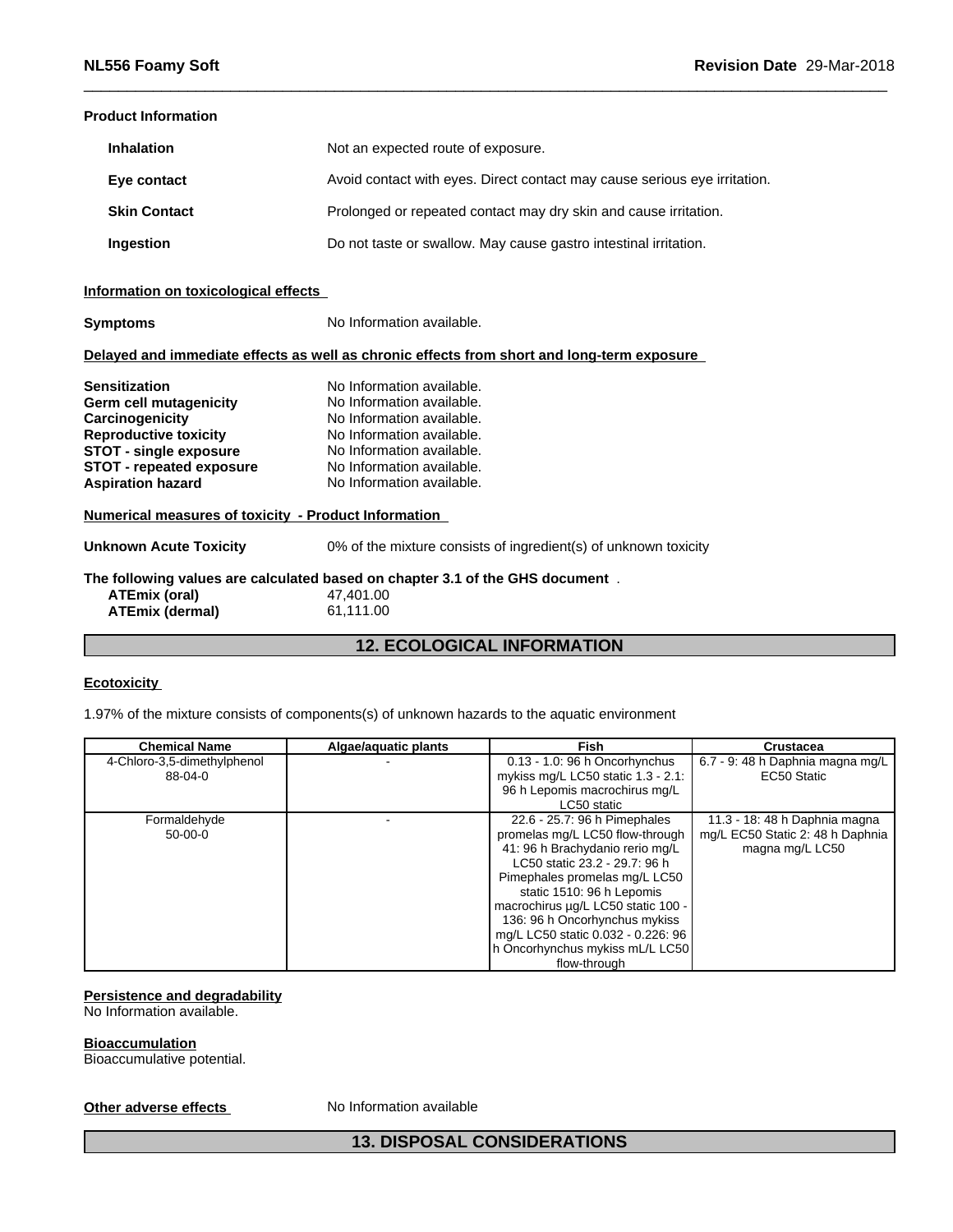**Product Information**

| | |
|---|---|
| **Inhalation** | Not an expected route of exposure. |
| **Eye contact** | Avoid contact with eyes. Direct contact may cause serious eye irritation. |
| **Skin Contact** | Prolonged or repeated contact may dry skin and cause irritation. |
| **Ingestion** | Do not taste or swallow. May cause gastro intestinal irritation. |

**Information on toxicological effects**

**Symptoms** No Information available.

**Delayed and immediate effects as well as chronic effects from short and long-term exposure**

| | |
|---|---|
| **Sensitization** | No Information available. |
| **Germ cell mutagenicity** | No Information available. |
| **Carcinogenicity** | No Information available. |
| **Reproductive toxicity** | No Information available. |
| **STOT - single exposure** | No Information available. |
| **STOT - repeated exposure** | No Information available. |
| **Aspiration hazard** | No Information available. |

**Numerical measures of toxicity - Product Information**

**Unknown Acute Toxicity** 0% of the mixture consists of ingredient(s) of unknown toxicity

**The following values are calculated based on chapter 3.1 of the GHS document** .

| | |
|---|---|
| **ATEmix (oral)** | 47,401.00 |
| **ATEmix (dermal)** | 61,111.00 |

## 12. ECOLOGICAL INFORMATION

**Ecotoxicity**

1.97% of the mixture consists of components(s) of unknown hazards to the aquatic environment

| Chemical Name | Algae/aquatic plants | Fish | Crustacea |
|---|---|---|---|
| 4-Chloro-3,5-dimethylphenol 88-04-0 | - | 0.13 - 1.0: 96 h Oncorhynchus mykiss mg/L LC50 static 1.3 - 2.1: 96 h Lepomis macrochirus mg/L LC50 static | 6.7 - 9: 48 h Daphnia magna mg/L EC50 Static |
| Formaldehyde 50-00-0 | - | 22.6 - 25.7: 96 h Pimephales promelas mg/L LC50 flow-through 41: 96 h Brachydanio rerio mg/L LC50 static 23.2 - 29.7: 96 h Pimephales promelas mg/L LC50 static 1510: 96 h Lepomis macrochirus µg/L LC50 static 100 - 136: 96 h Oncorhynchus mykiss mg/L LC50 static 0.032 - 0.226: 96 h Oncorhynchus mykiss mL/L LC50 flow-through | 11.3 - 18: 48 h Daphnia magna mg/L EC50 Static 2: 48 h Daphnia magna mg/L LC50 |

**Persistence and degradability**
No Information available.

**Bioaccumulation**
Bioaccumulative potential.

**Other adverse effects** No Information available

## 13. DISPOSAL CONSIDERATIONS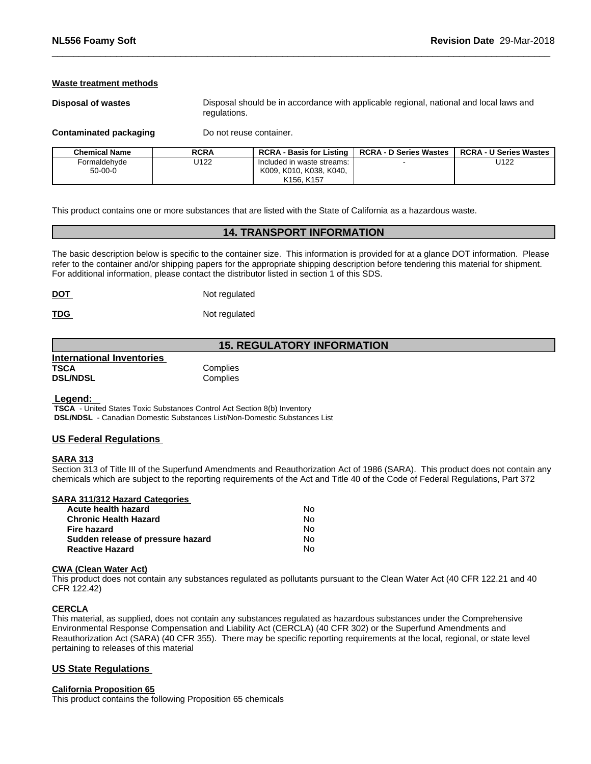#### Waste treatment methods

**Disposal of wastes** Disposal should be in accordance with applicable regional, national and local laws and regulations.

**Contaminated packaging** Do not reuse container.

| Chemical Name | RCRA | RCRA - Basis for Listing | RCRA - D Series Wastes | RCRA - U Series Wastes |
|---|---|---|---|---|
| Formaldehyde 50-00-0 | U122 | Included in waste streams: K009, K010, K038, K040, K156, K157 | - | U122 |

This product contains one or more substances that are listed with the State of California as a hazardous waste.

## 14. TRANSPORT INFORMATION

The basic description below is specific to the container size. This information is provided for at a glance DOT information. Please refer to the container and/or shipping papers for the appropriate shipping description before tendering this material for shipment. For additional information, please contact the distributor listed in section 1 of this SDS.

**DOT** Not regulated

**TDG** Not regulated

## 15. REGULATORY INFORMATION

**International Inventories**

**TSCA** Complies
**DSL/NDSL** Complies

**Legend:**
**TSCA** - United States Toxic Substances Control Act Section 8(b) Inventory
**DSL/NDSL** - Canadian Domestic Substances List/Non-Domestic Substances List

### US Federal Regulations

**SARA 313**
Section 313 of Title III of the Superfund Amendments and Reauthorization Act of 1986 (SARA). This product does not contain any chemicals which are subject to the reporting requirements of the Act and Title 40 of the Code of Federal Regulations, Part 372

**SARA 311/312 Hazard Categories**

| | |
|---|---|
| **Acute health hazard** | No |
| **Chronic Health Hazard** | No |
| **Fire hazard** | No |
| **Sudden release of pressure hazard** | No |
| **Reactive Hazard** | No |

**CWA (Clean Water Act)**
This product does not contain any substances regulated as pollutants pursuant to the Clean Water Act (40 CFR 122.21 and 40 CFR 122.42)

**CERCLA**
This material, as supplied, does not contain any substances regulated as hazardous substances under the Comprehensive Environmental Response Compensation and Liability Act (CERCLA) (40 CFR 302) or the Superfund Amendments and Reauthorization Act (SARA) (40 CFR 355). There may be specific reporting requirements at the local, regional, or state level pertaining to releases of this material

### US State Regulations

**California Proposition 65**
This product contains the following Proposition 65 chemicals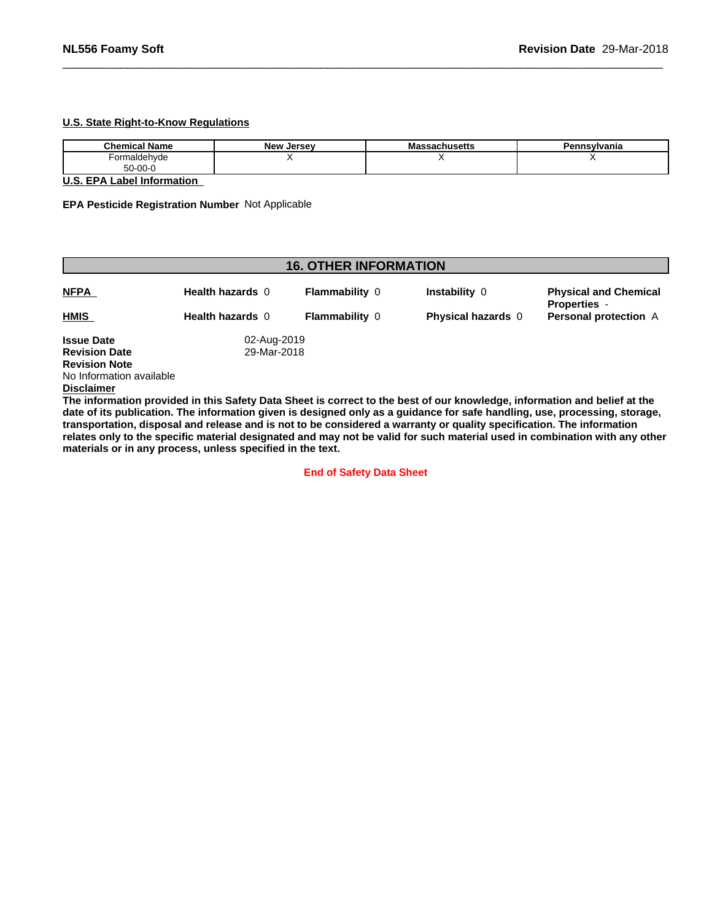**U.S. State Right-to-Know Regulations**

| Chemical Name | New Jersey | Massachusetts | Pennsylvania |
|---|---|---|---|
| Formaldehyde 50-00-0 | X | X | X |

**U.S. EPA Label Information**

**EPA Pesticide Registration Number** Not Applicable

## 16. OTHER INFORMATION

| | | | | |
|---|---|---|---|---|
| **NFPA** | **Health hazards** 0 | **Flammability** 0 | **Instability** 0 | **Physical and Chemical Properties** - |
| **HMIS** | **Health hazards** 0 | **Flammability** 0 | **Physical hazards** 0 | **Personal protection** A |

**Issue Date** 02-Aug-2019
**Revision Date** 29-Mar-2018
**Revision Note**
No Information available

**Disclaimer**

**The information provided in this Safety Data Sheet is correct to the best of our knowledge, information and belief at the date of its publication. The information given is designed only as a guidance for safe handling, use, processing, storage, transportation, disposal and release and is not to be considered a warranty or quality specification. The information relates only to the specific material designated and may not be valid for such material used in combination with any other materials or in any process, unless specified in the text.**

**End of Safety Data Sheet**